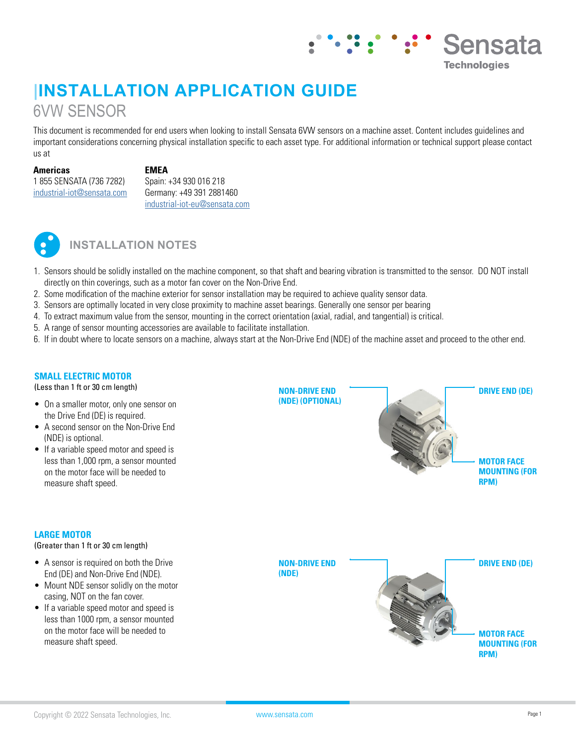# INSTALLATION APPLICATION GUIDE

## 6VW SENSOR

This document is recommended for end users when looking to install Sensata 6VW sensors on a machine asset. Content includes guidelines and important considerations concerning physical installation specific to each asset type. For additional information or technical support please contact us at

**Americas**
1 855 SENSATA (736 7282)
industrial-iot@sensata.com

**EMEA**
Spain: +34 930 016 218
Germany: +49 391 2881460
industrial-iot-eu@sensata.com

## INSTALLATION NOTES

1. Sensors should be solidly installed on the machine component, so that shaft and bearing vibration is transmitted to the sensor. DO NOT install directly on thin coverings, such as a motor fan cover on the Non-Drive End.
2. Some modification of the machine exterior for sensor installation may be required to achieve quality sensor data.
3. Sensors are optimally located in very close proximity to machine asset bearings. Generally one sensor per bearing
4. To extract maximum value from the sensor, mounting in the correct orientation (axial, radial, and tangential) is critical.
5. A range of sensor mounting accessories are available to facilitate installation.
6. If in doubt where to locate sensors on a machine, always start at the Non-Drive End (NDE) of the machine asset and proceed to the other end.

### SMALL ELECTRIC MOTOR

(Less than 1 ft or 30 cm length)

- On a smaller motor, only one sensor on the Drive End (DE) is required.
- A second sensor on the Non-Drive End (NDE) is optional.
- If a variable speed motor and speed is less than 1,000 rpm, a sensor mounted on the motor face will be needed to measure shaft speed.

NON-DRIVE END (NDE) (OPTIONAL)

DRIVE END (DE)

MOTOR FACE MOUNTING (FOR RPM)

### LARGE MOTOR

(Greater than 1 ft or 30 cm length)

- A sensor is required on both the Drive End (DE) and Non-Drive End (NDE).
- Mount NDE sensor solidly on the motor casing, NOT on the fan cover.
- If a variable speed motor and speed is less than 1000 rpm, a sensor mounted on the motor face will be needed to measure shaft speed.

NON-DRIVE END (NDE)

DRIVE END (DE)

MOTOR FACE MOUNTING (FOR RPM)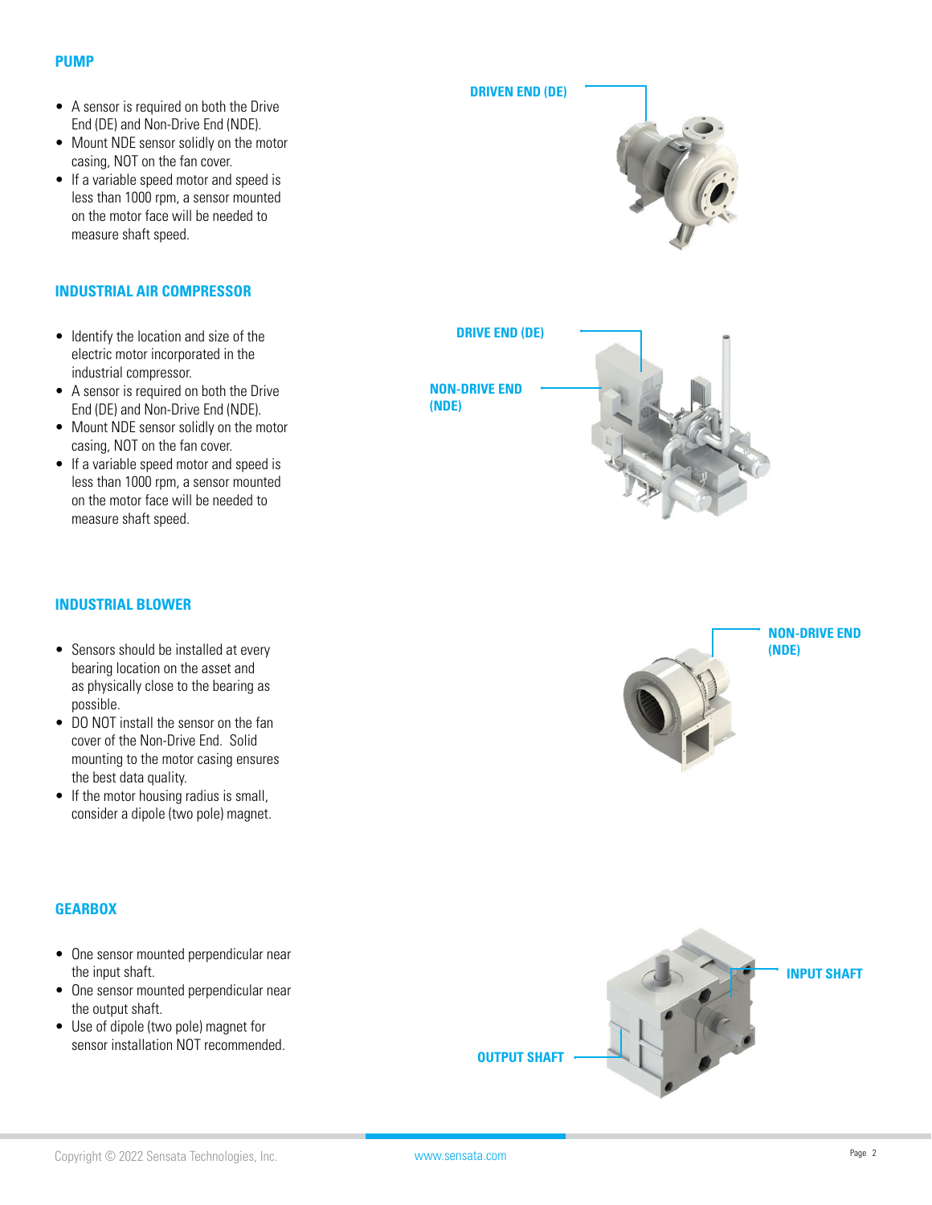## PUMP

- A sensor is required on both the Drive End (DE) and Non-Drive End (NDE).
- Mount NDE sensor solidly on the motor casing, NOT on the fan cover.
- If a variable speed motor and speed is less than 1000 rpm, a sensor mounted on the motor face will be needed to measure shaft speed.

DRIVEN END (DE)

## INDUSTRIAL AIR COMPRESSOR

- Identify the location and size of the electric motor incorporated in the industrial compressor.
- A sensor is required on both the Drive End (DE) and Non-Drive End (NDE).
- Mount NDE sensor solidly on the motor casing, NOT on the fan cover.
- If a variable speed motor and speed is less than 1000 rpm, a sensor mounted on the motor face will be needed to measure shaft speed.

DRIVE END (DE)

NON-DRIVE END (NDE)

## INDUSTRIAL BLOWER

- Sensors should be installed at every bearing location on the asset and as physically close to the bearing as possible.
- DO NOT install the sensor on the fan cover of the Non-Drive End. Solid mounting to the motor casing ensures the best data quality.
- If the motor housing radius is small, consider a dipole (two pole) magnet.

NON-DRIVE END (NDE)

## GEARBOX

- One sensor mounted perpendicular near the input shaft.
- One sensor mounted perpendicular near the output shaft.
- Use of dipole (two pole) magnet for sensor installation NOT recommended.

INPUT SHAFT

OUTPUT SHAFT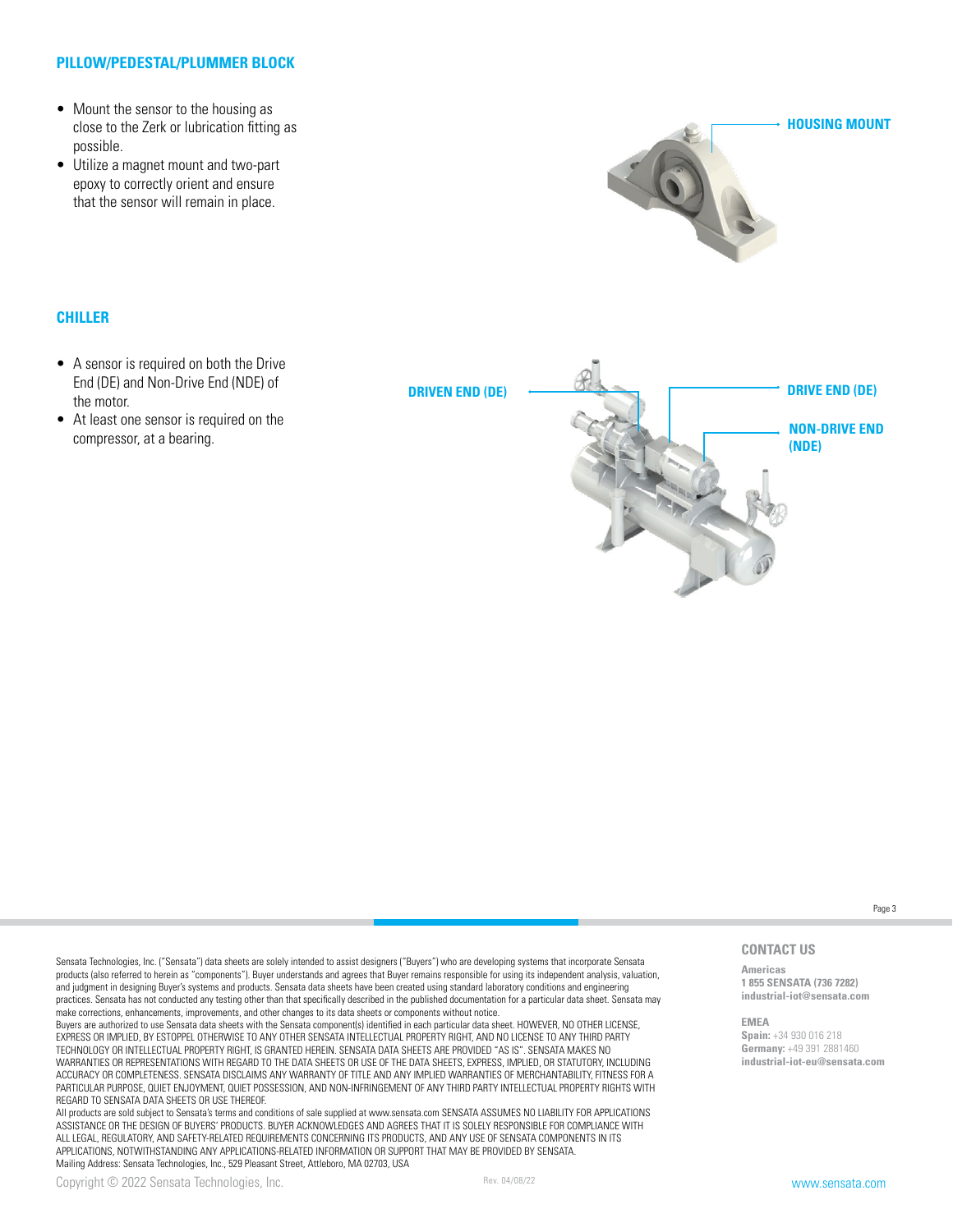## PILLOW/PEDESTAL/PLUMMER BLOCK

- Mount the sensor to the housing as close to the Zerk or lubrication fitting as possible.
- Utilize a magnet mount and two-part epoxy to correctly orient and ensure that the sensor will remain in place.

HOUSING MOUNT

## CHILLER

- A sensor is required on both the Drive End (DE) and Non-Drive End (NDE) of the motor.
- At least one sensor is required on the compressor, at a bearing.

DRIVEN END (DE)

DRIVE END (DE)

NON-DRIVE END (NDE)

Sensata Technologies, Inc. ("Sensata") data sheets are solely intended to assist designers ("Buyers") who are developing systems that incorporate Sensata products (also referred to herein as "components"). Buyer understands and agrees that Buyer remains responsible for using its independent analysis, valuation, and judgment in designing Buyer's systems and products. Sensata data sheets have been created using standard laboratory conditions and engineering practices. Sensata has not conducted any testing other than that specifically described in the published documentation for a particular data sheet. Sensata may make corrections, enhancements, improvements, and other changes to its data sheets or components without notice.

Buyers are authorized to use Sensata data sheets with the Sensata component(s) identified in each particular data sheet. HOWEVER, NO OTHER LICENSE, EXPRESS OR IMPLIED, BY ESTOPPEL OTHERWISE TO ANY OTHER SENSATA INTELLECTUAL PROPERTY RIGHT, AND NO LICENSE TO ANY THIRD PARTY TECHNOLOGY OR INTELLECTUAL PROPERTY RIGHT, IS GRANTED HEREIN. SENSATA DATA SHEETS ARE PROVIDED "AS IS". SENSATA MAKES NO WARRANTIES OR REPRESENTATIONS WITH REGARD TO THE DATA SHEETS OR USE OF THE DATA SHEETS, EXPRESS, IMPLIED, OR STATUTORY, INCLUDING ACCURACY OR COMPLETENESS. SENSATA DISCLAIMS ANY WARRANTY OF TITLE AND ANY IMPLIED WARRANTIES OF MERCHANTABILITY, FITNESS FOR A PARTICULAR PURPOSE, QUIET ENJOYMENT, QUIET POSSESSION, AND NON-INFRINGEMENT OF ANY THIRD PARTY INTELLECTUAL PROPERTY RIGHTS WITH REGARD TO SENSATA DATA SHEETS OR USE THEREOF.

All products are sold subject to Sensata's terms and conditions of sale supplied at www.sensata.com SENSATA ASSUMES NO LIABILITY FOR APPLICATIONS ASSISTANCE OR THE DESIGN OF BUYERS' PRODUCTS. BUYER ACKNOWLEDGES AND AGREES THAT IT IS SOLELY RESPONSIBLE FOR COMPLIANCE WITH ALL LEGAL, REGULATORY, AND SAFETY-RELATED REQUIREMENTS CONCERNING ITS PRODUCTS, AND ANY USE OF SENSATA COMPONENTS IN ITS APPLICATIONS, NOTWITHSTANDING ANY APPLICATIONS-RELATED INFORMATION OR SUPPORT THAT MAY BE PROVIDED BY SENSATA.

Mailing Address: Sensata Technologies, Inc., 529 Pleasant Street, Attleboro, MA 02703, USA

### CONTACT US

**Americas**
**1 855 SENSATA (736 7282)**
**industrial-iot@sensata.com**

**EMEA**
**Spain:** +34 930 016 218
**Germany:** +49 391 2881460
**industrial-iot-eu@sensata.com**

Copyright © 2022 Sensata Technologies, Inc.

Rev. 04/08/22

www.sensata.com